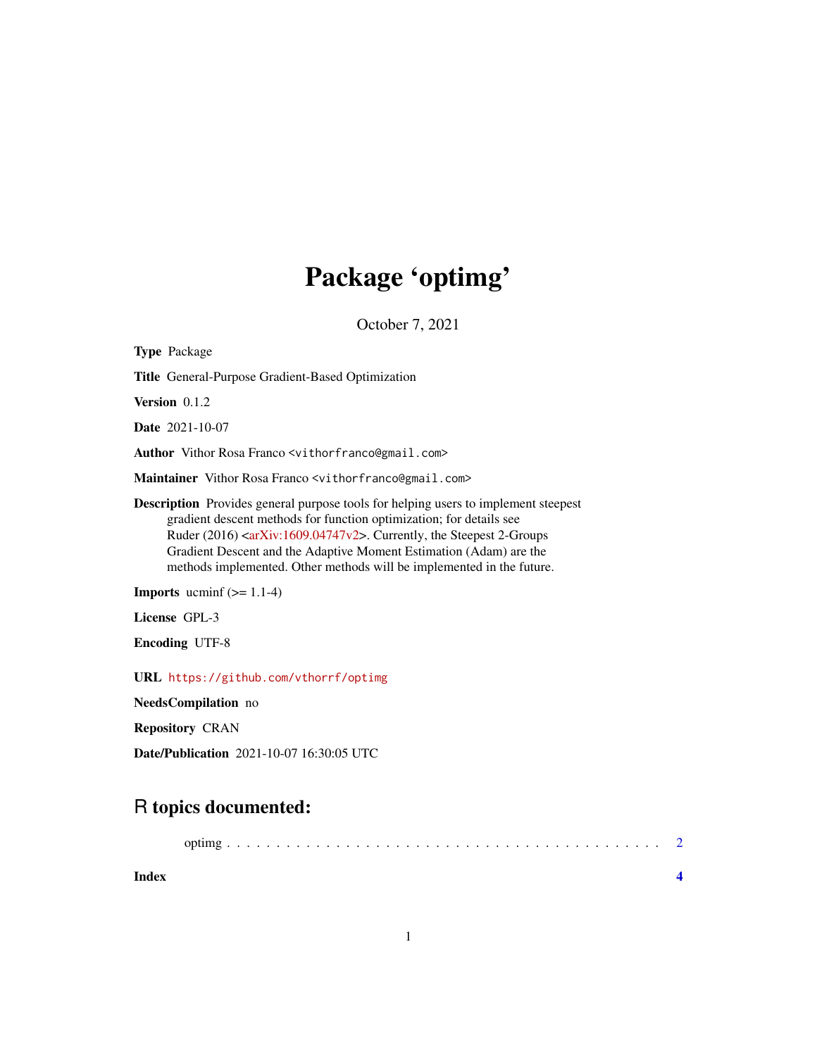# Package 'optimg'

October 7, 2021

**Type** Package

**Title** General-Purpose Gradient-Based Optimization

**Version** 0.1.2

**Date** 2021-10-07

**Author** Vithor Rosa Franco <vithorfranco@gmail.com>

**Maintainer** Vithor Rosa Franco <vithorfranco@gmail.com>

**Description** Provides general purpose tools for helping users to implement steepest gradient descent methods for function optimization; for details see Ruder (2016) <arXiv:1609.04747v2>. Currently, the Steepest 2-Groups Gradient Descent and the Adaptive Moment Estimation (Adam) are the methods implemented. Other methods will be implemented in the future.

**Imports** ucminf (>= 1.1-4)

**License** GPL-3

**Encoding** UTF-8

**URL** https://github.com/vthorrf/optimg

**NeedsCompilation** no

**Repository** CRAN

**Date/Publication** 2021-10-07 16:30:05 UTC

## R topics documented:

optimg . . . . . . . . . . . . . . . . . . . . . . . . . . . . . . . . . . . . . . . . . . . 2

**Index** **4**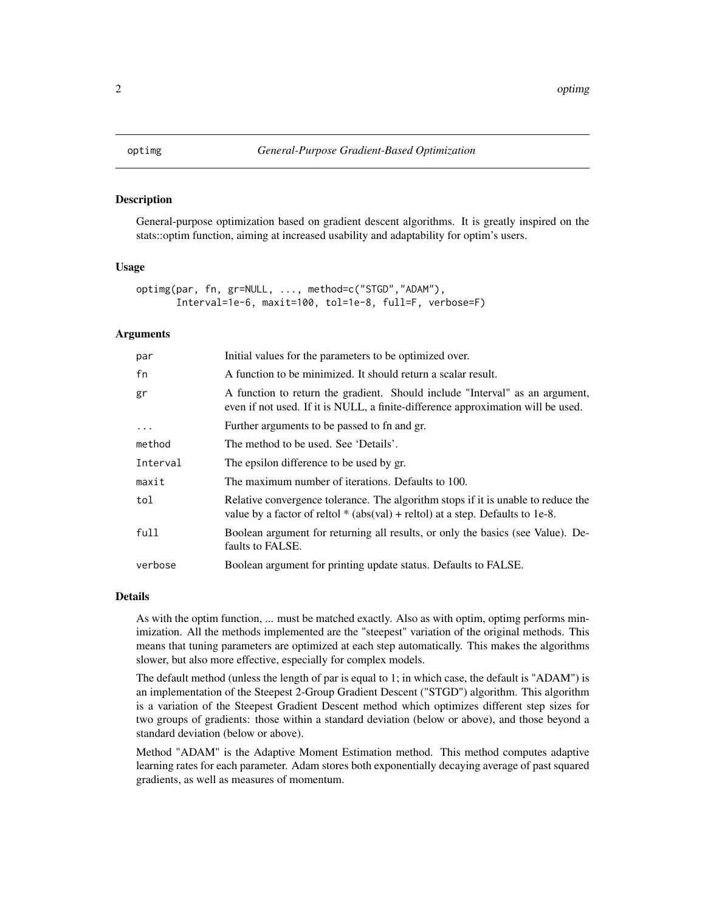# optimg — *General-Purpose Gradient-Based Optimization*

## Description

General-purpose optimization based on gradient descent algorithms. It is greatly inspired on the stats::optim function, aiming at increased usability and adaptability for optim's users.

## Usage

```
optimg(par, fn, gr=NULL, ..., method=c("STGD","ADAM"),
       Interval=1e-6, maxit=100, tol=1e-8, full=F, verbose=F)
```

## Arguments

| | |
|---|---|
| par | Initial values for the parameters to be optimized over. |
| fn | A function to be minimized. It should return a scalar result. |
| gr | A function to return the gradient. Should include "Interval" as an argument, even if not used. If it is NULL, a finite-difference approximation will be used. |
| ... | Further arguments to be passed to fn and gr. |
| method | The method to be used. See 'Details'. |
| Interval | The epsilon difference to be used by gr. |
| maxit | The maximum number of iterations. Defaults to 100. |
| tol | Relative convergence tolerance. The algorithm stops if it is unable to reduce the value by a factor of reltol * (abs(val) + reltol) at a step. Defaults to 1e-8. |
| full | Boolean argument for returning all results, or only the basics (see Value). Defaults to FALSE. |
| verbose | Boolean argument for printing update status. Defaults to FALSE. |

## Details

As with the optim function, ... must be matched exactly. Also as with optim, optimg performs minimization. All the methods implemented are the "steepest" variation of the original methods. This means that tuning parameters are optimized at each step automatically. This makes the algorithms slower, but also more effective, especially for complex models.

The default method (unless the length of par is equal to 1; in which case, the default is "ADAM") is an implementation of the Steepest 2-Group Gradient Descent ("STGD") algorithm. This algorithm is a variation of the Steepest Gradient Descent method which optimizes different step sizes for two groups of gradients: those within a standard deviation (below or above), and those beyond a standard deviation (below or above).

Method "ADAM" is the Adaptive Moment Estimation method. This method computes adaptive learning rates for each parameter. Adam stores both exponentially decaying average of past squared gradients, as well as measures of momentum.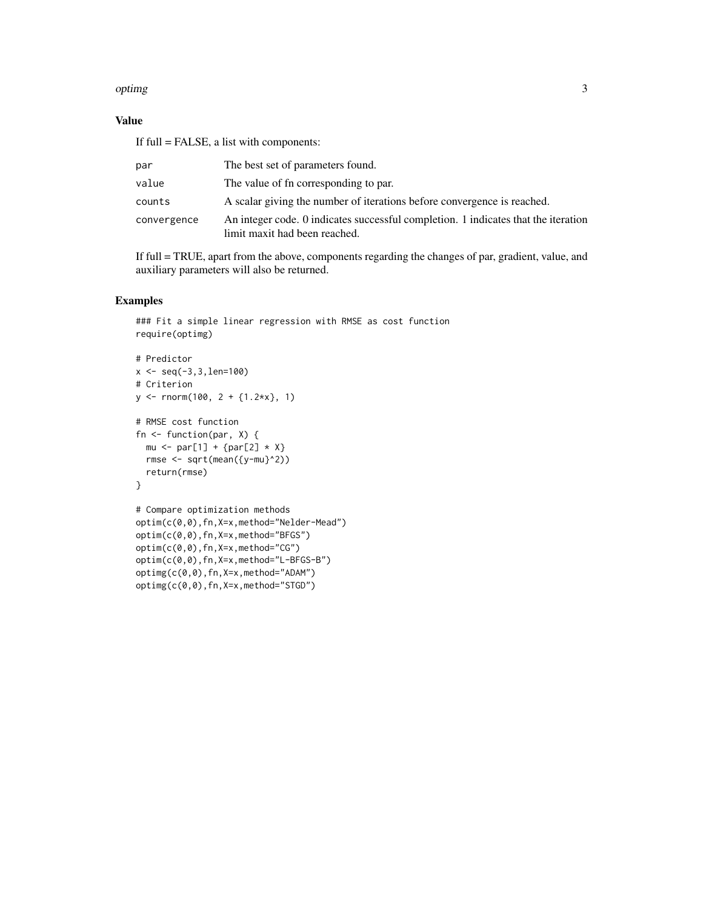## Value

If full = FALSE, a list with components:

| | |
|---|---|
| `par` | The best set of parameters found. |
| `value` | The value of fn corresponding to par. |
| `counts` | A scalar giving the number of iterations before convergence is reached. |
| `convergence` | An integer code. 0 indicates successful completion. 1 indicates that the iteration limit maxit had been reached. |

If full = TRUE, apart from the above, components regarding the changes of par, gradient, value, and auxiliary parameters will also be returned.

## Examples

```
### Fit a simple linear regression with RMSE as cost function
require(optimg)

# Predictor
x <- seq(-3,3,len=100)
# Criterion
y <- rnorm(100, 2 + {1.2*x}, 1)

# RMSE cost function
fn <- function(par, X) {
  mu <- par[1] + {par[2] * X}
  rmse <- sqrt(mean({y-mu}^2))
  return(rmse)
}

# Compare optimization methods
optim(c(0,0),fn,X=x,method="Nelder-Mead")
optim(c(0,0),fn,X=x,method="BFGS")
optim(c(0,0),fn,X=x,method="CG")
optim(c(0,0),fn,X=x,method="L-BFGS-B")
optimg(c(0,0),fn,X=x,method="ADAM")
optimg(c(0,0),fn,X=x,method="STGD")
```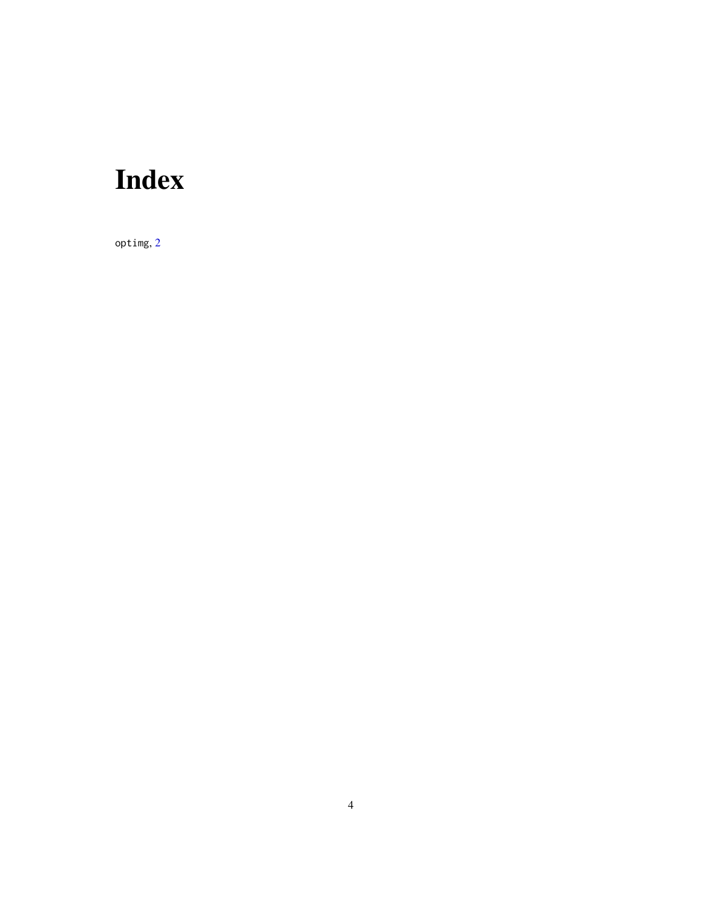# Index

optimg, 2